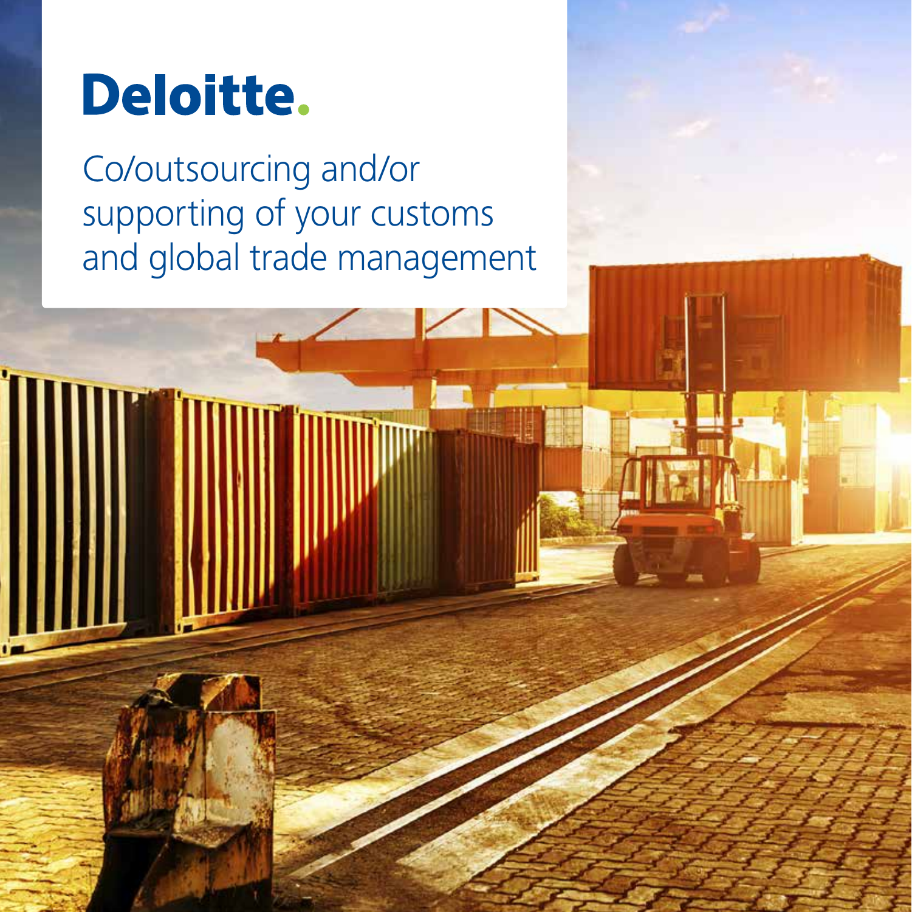Deloitte.

# Co/outsourcing and/or supporting of your customs and global trade management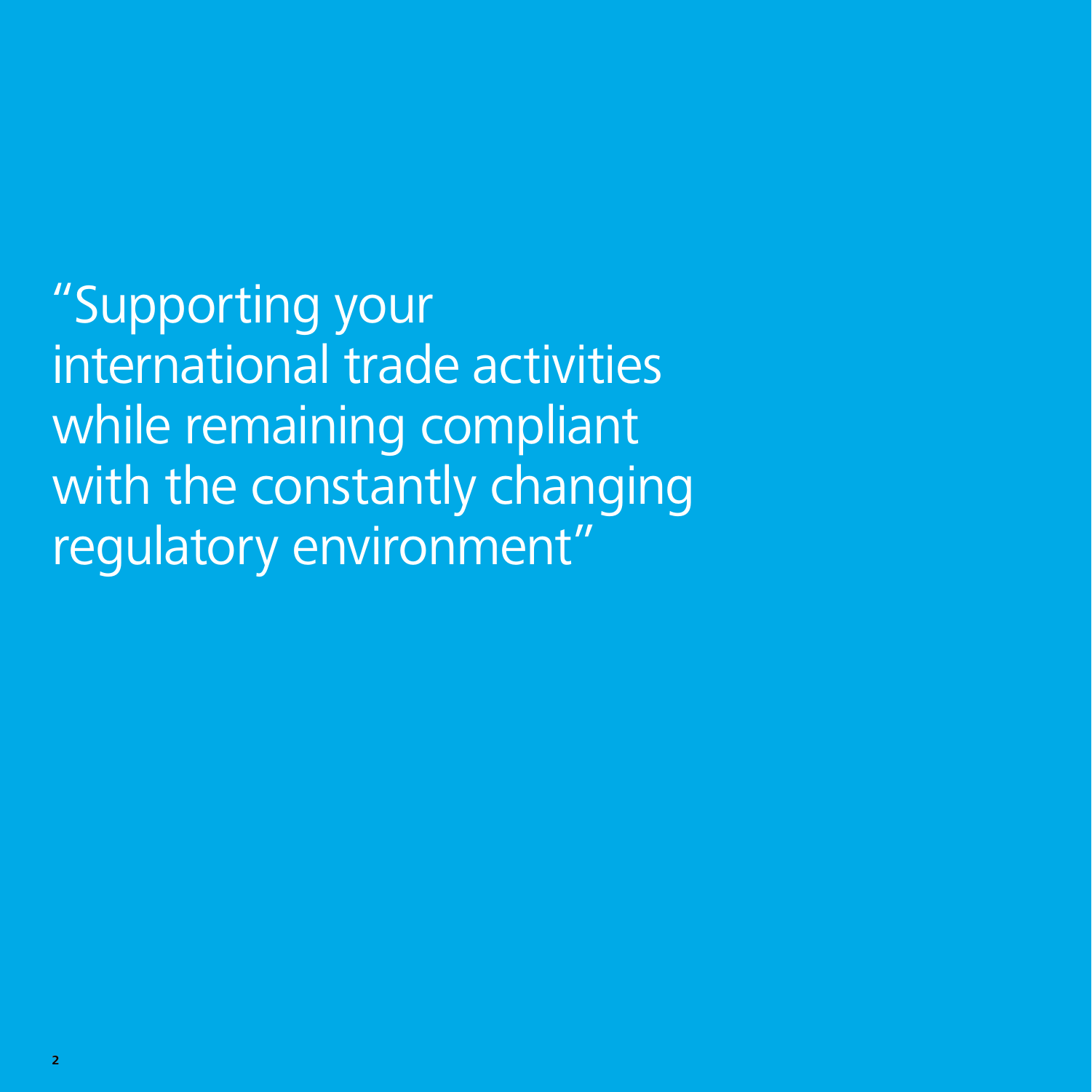"Supporting your international trade activities while remaining compliant with the constantly changing regulatory environment"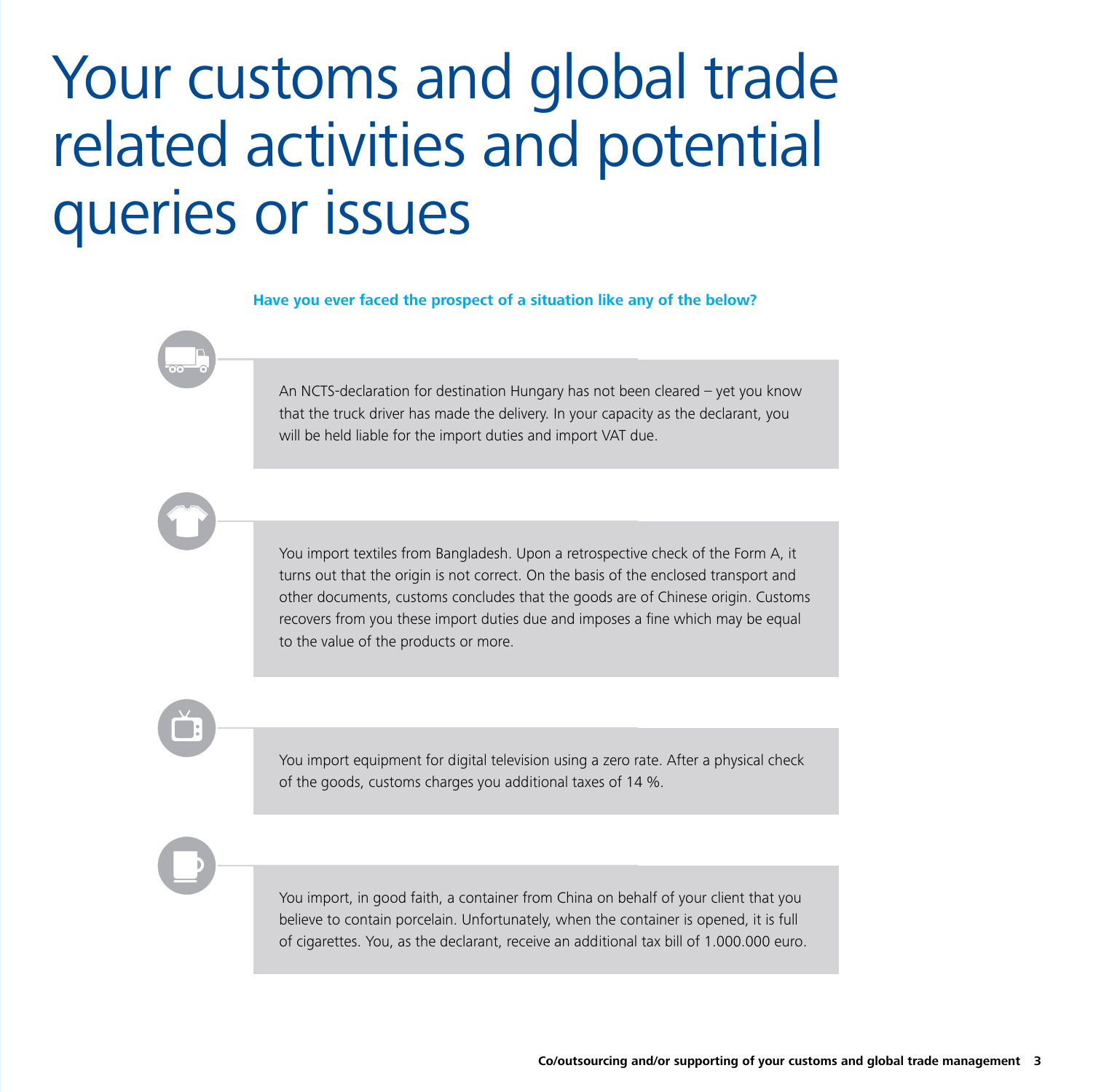# Your customs and global trade related activities and potential queries or issues

**Have you ever faced the prospect of a situation like any of the below?**

An NCTS-declaration for destination Hungary has not been cleared – yet you know that the truck driver has made the delivery. In your capacity as the declarant, you will be held liable for the import duties and import VAT due.

You import textiles from Bangladesh. Upon a retrospective check of the Form A, it turns out that the origin is not correct. On the basis of the enclosed transport and other documents, customs concludes that the goods are of Chinese origin. Customs recovers from you these import duties due and imposes a fine which may be equal to the value of the products or more.

You import equipment for digital television using a zero rate. After a physical check of the goods, customs charges you additional taxes of 14 %.

You import, in good faith, a container from China on behalf of your client that you believe to contain porcelain. Unfortunately, when the container is opened, it is full of cigarettes. You, as the declarant, receive an additional tax bill of 1.000.000 euro.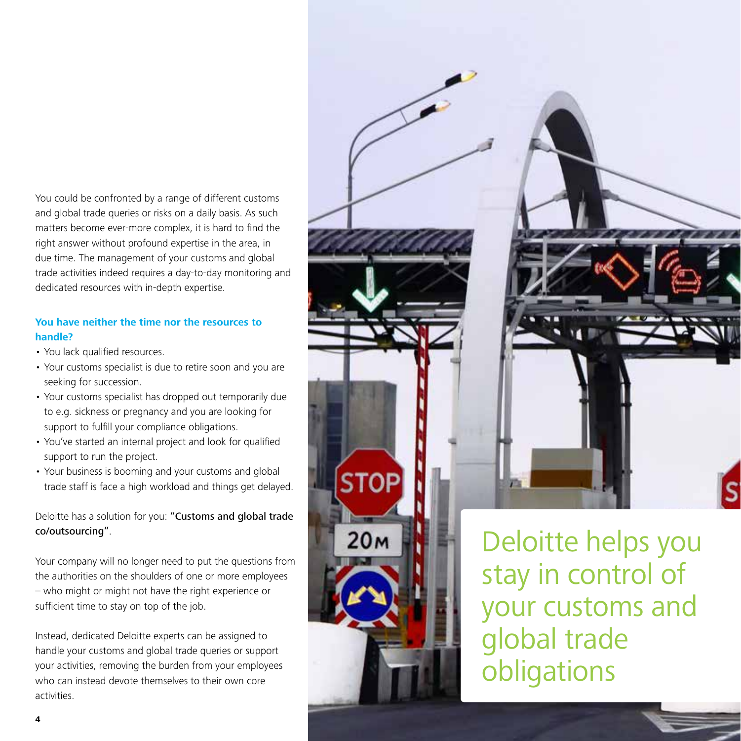You could be confronted by a range of different customs and global trade queries or risks on a daily basis. As such matters become ever-more complex, it is hard to find the right answer without profound expertise in the area, in due time. The management of your customs and global trade activities indeed requires a day-to-day monitoring and dedicated resources with in-depth expertise.

### You have neither the time nor the resources to handle?

- You lack qualified resources.
- Your customs specialist is due to retire soon and you are seeking for succession.
- Your customs specialist has dropped out temporarily due to e.g. sickness or pregnancy and you are looking for support to fulfill your compliance obligations.
- You've started an internal project and look for qualified support to run the project.
- Your business is booming and your customs and global trade staff is face a high workload and things get delayed.

Deloitte has a solution for you: **"Customs and global trade co/outsourcing"**.

Your company will no longer need to put the questions from the authorities on the shoulders of one or more employees – who might or might not have the right experience or sufficient time to stay on top of the job.

Instead, dedicated Deloitte experts can be assigned to handle your customs and global trade queries or support your activities, removing the burden from your employees who can instead devote themselves to their own core activities.

## Deloitte helps you stay in control of your customs and global trade obligations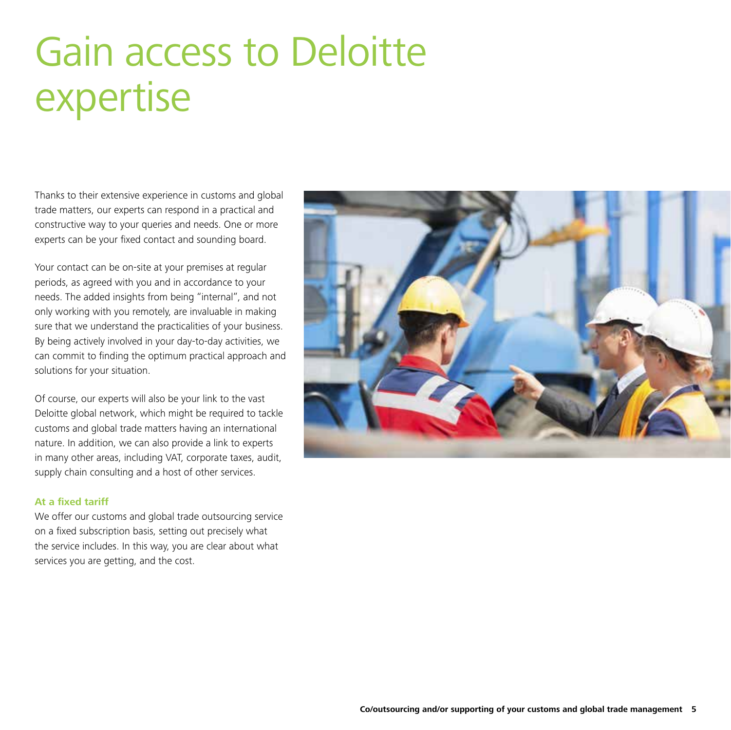# Gain access to Deloitte expertise

Thanks to their extensive experience in customs and global trade matters, our experts can respond in a practical and constructive way to your queries and needs. One or more experts can be your fixed contact and sounding board.

Your contact can be on-site at your premises at regular periods, as agreed with you and in accordance to your needs. The added insights from being "internal", and not only working with you remotely, are invaluable in making sure that we understand the practicalities of your business. By being actively involved in your day-to-day activities, we can commit to finding the optimum practical approach and solutions for your situation.

Of course, our experts will also be your link to the vast Deloitte global network, which might be required to tackle customs and global trade matters having an international nature. In addition, we can also provide a link to experts in many other areas, including VAT, corporate taxes, audit, supply chain consulting and a host of other services.

**At a fixed tariff**

We offer our customs and global trade outsourcing service on a fixed subscription basis, setting out precisely what the service includes. In this way, you are clear about what services you are getting, and the cost.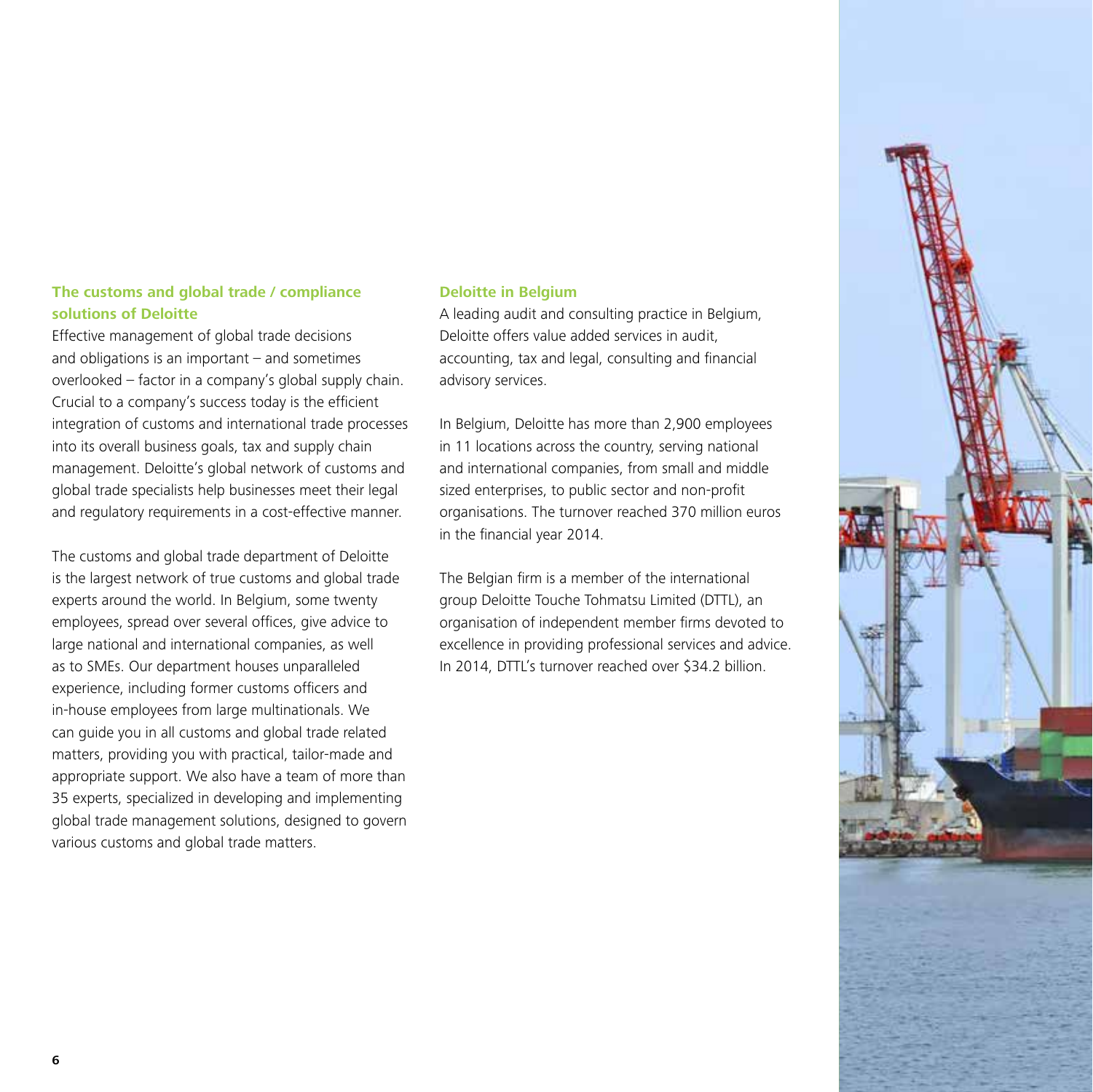## The customs and global trade / compliance solutions of Deloitte

Effective management of global trade decisions and obligations is an important – and sometimes overlooked – factor in a company's global supply chain. Crucial to a company's success today is the efficient integration of customs and international trade processes into its overall business goals, tax and supply chain management. Deloitte's global network of customs and global trade specialists help businesses meet their legal and regulatory requirements in a cost-effective manner.

The customs and global trade department of Deloitte is the largest network of true customs and global trade experts around the world. In Belgium, some twenty employees, spread over several offices, give advice to large national and international companies, as well as to SMEs. Our department houses unparalleled experience, including former customs officers and in-house employees from large multinationals. We can guide you in all customs and global trade related matters, providing you with practical, tailor-made and appropriate support. We also have a team of more than 35 experts, specialized in developing and implementing global trade management solutions, designed to govern various customs and global trade matters.

## Deloitte in Belgium

A leading audit and consulting practice in Belgium, Deloitte offers value added services in audit, accounting, tax and legal, consulting and financial advisory services.

In Belgium, Deloitte has more than 2,900 employees in 11 locations across the country, serving national and international companies, from small and middle sized enterprises, to public sector and non-profit organisations. The turnover reached 370 million euros in the financial year 2014.

The Belgian firm is a member of the international group Deloitte Touche Tohmatsu Limited (DTTL), an organisation of independent member firms devoted to excellence in providing professional services and advice. In 2014, DTTL's turnover reached over $34.2 billion.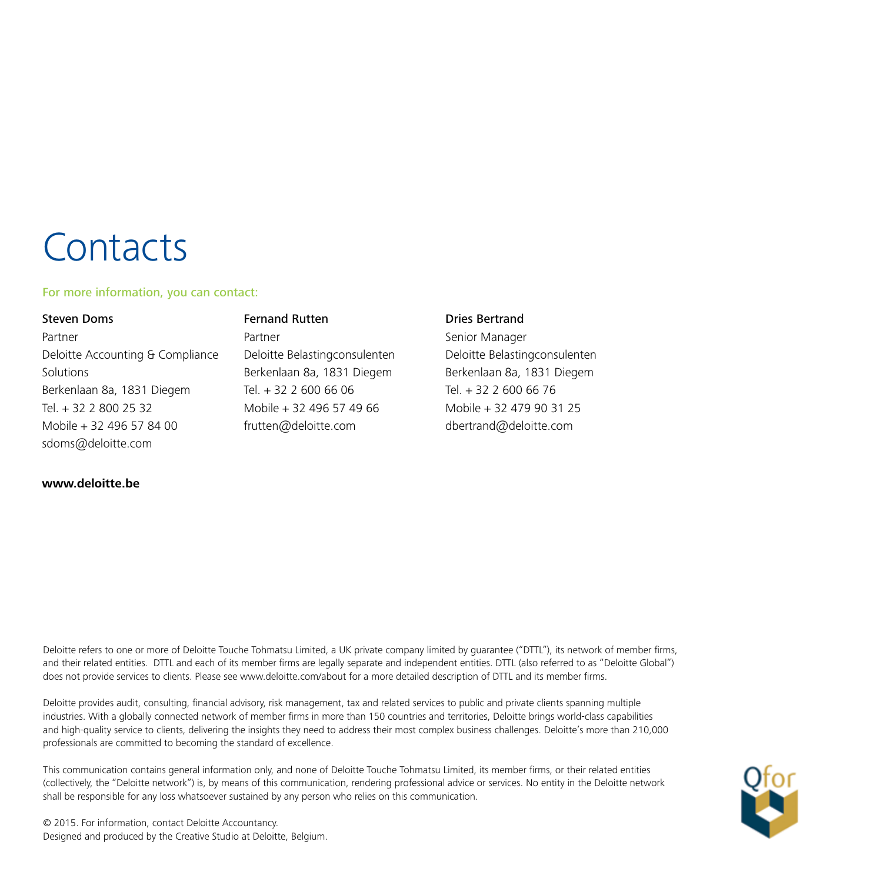# Contacts

For more information, you can contact:

**Steven Doms**
Partner
Deloitte Accounting & Compliance Solutions
Berkenlaan 8a, 1831 Diegem
Tel. + 32 2 800 25 32
Mobile + 32 496 57 84 00
sdoms@deloitte.com

**Fernand Rutten**
Partner
Deloitte Belastingconsulenten
Berkenlaan 8a, 1831 Diegem
Tel. + 32 2 600 66 06
Mobile + 32 496 57 49 66
frutten@deloitte.com

**Dries Bertrand**
Senior Manager
Deloitte Belastingconsulenten
Berkenlaan 8a, 1831 Diegem
Tel. + 32 2 600 66 76
Mobile + 32 479 90 31 25
dbertrand@deloitte.com

**www.deloitte.be**

Deloitte refers to one or more of Deloitte Touche Tohmatsu Limited, a UK private company limited by guarantee ("DTTL"), its network of member firms, and their related entities. DTTL and each of its member firms are legally separate and independent entities. DTTL (also referred to as "Deloitte Global") does not provide services to clients. Please see www.deloitte.com/about for a more detailed description of DTTL and its member firms.

Deloitte provides audit, consulting, financial advisory, risk management, tax and related services to public and private clients spanning multiple industries. With a globally connected network of member firms in more than 150 countries and territories, Deloitte brings world-class capabilities and high-quality service to clients, delivering the insights they need to address their most complex business challenges. Deloitte's more than 210,000 professionals are committed to becoming the standard of excellence.

This communication contains general information only, and none of Deloitte Touche Tohmatsu Limited, its member firms, or their related entities (collectively, the "Deloitte network") is, by means of this communication, rendering professional advice or services. No entity in the Deloitte network shall be responsible for any loss whatsoever sustained by any person who relies on this communication.

© 2015. For information, contact Deloitte Accountancy.
Designed and produced by the Creative Studio at Deloitte, Belgium.

Qfor